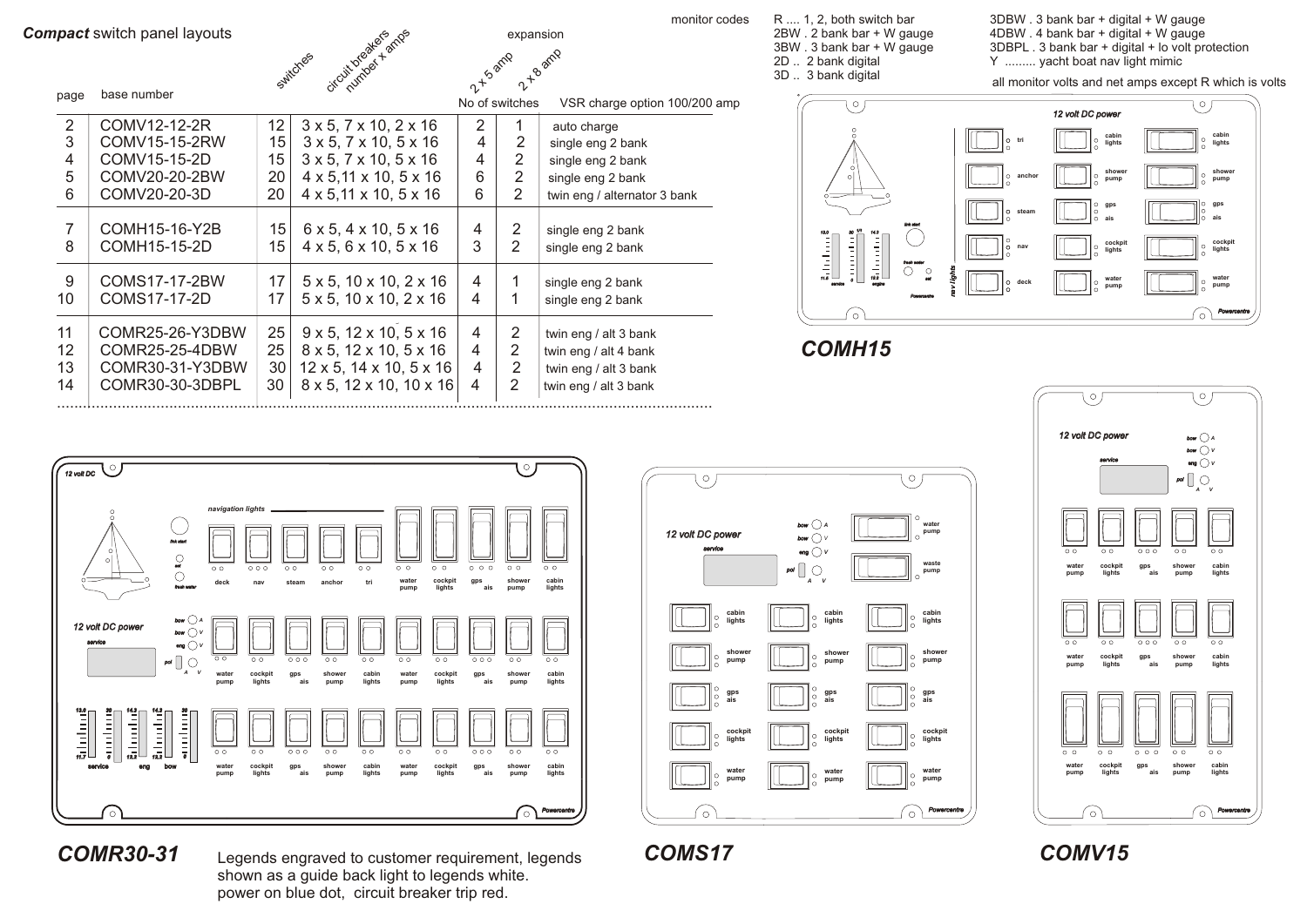***Compact*** switch panel layouts

| page | base number | switches | circuit breakers number x amps | expansion 2 x 5 amp | expansion 2 x 8 amp | VSR charge option 100/200 amp |
|---|---|---|---|---|---|---|
| | | | | No of switches | | |
| 2 | COMV12-12-2R | 12 | 3 x 5, 7 x 10, 2 x 16 | 2 | 1 | auto charge |
| 3 | COMV15-15-2RW | 15 | 3 x 5, 7 x 10, 5 x 16 | 4 | 2 | single eng 2 bank |
| 4 | COMV15-15-2D | 15 | 3 x 5, 7 x 10, 5 x 16 | 4 | 2 | single eng 2 bank |
| 5 | COMV20-20-2BW | 20 | 4 x 5,11 x 10, 5 x 16 | 6 | 2 | single eng 2 bank |
| 6 | COMV20-20-3D | 20 | 4 x 5,11 x 10, 5 x 16 | 6 | 2 | twin eng / alternator 3 bank |
| 7 | COMH15-16-Y2B | 15 | 6 x 5, 4 x 10, 5 x 16 | 4 | 2 | single eng 2 bank |
| 8 | COMH15-15-2D | 15 | 4 x 5, 6 x 10, 5 x 16 | 3 | 2 | single eng 2 bank |
| 9 | COMS17-17-2BW | 17 | 5 x 5, 10 x 10, 2 x 16 | 4 | 1 | single eng 2 bank |
| 10 | COMS17-17-2D | 17 | 5 x 5, 10 x 10, 2 x 16 | 4 | 1 | single eng 2 bank |
| 11 | COMR25-26-Y3DBW | 25 | 9 x 5, 12 x 10, 5 x 16 | 4 | 2 | twin eng / alt 3 bank |
| 12 | COMR25-25-4DBW | 25 | 8 x 5, 12 x 10, 5 x 16 | 4 | 2 | twin eng / alt 4 bank |
| 13 | COMR30-31-Y3DBW | 30 | 12 x 5, 14 x 10, 5 x 16 | 4 | 2 | twin eng / alt 3 bank |
| 14 | COMR30-30-3DBPL | 30 | 8 x 5, 12 x 10, 10 x 16 | 4 | 2 | twin eng / alt 3 bank |

monitor codes

- R .... 1, 2, both switch bar
- 2BW . 2 bank bar + W gauge
- 3BW . 3 bank bar + W gauge
- 2D .. 2 bank digital
- 3D .. 3 bank digital
- 3DBW . 3 bank bar + digital + W gauge
- 4DBW . 4 bank bar + digital + W gauge
- 3DBPL . 3 bank bar + digital + lo volt protection
- Y ......... yacht boat nav light mimic

all monitor volts and net amps except R which is volts

**COMH15**

**COMR30-31**

Legends engraved to customer requirement, legends shown as a guide back light to legends white. power on blue dot, circuit breaker trip red.

**COMS17**

**COMV15**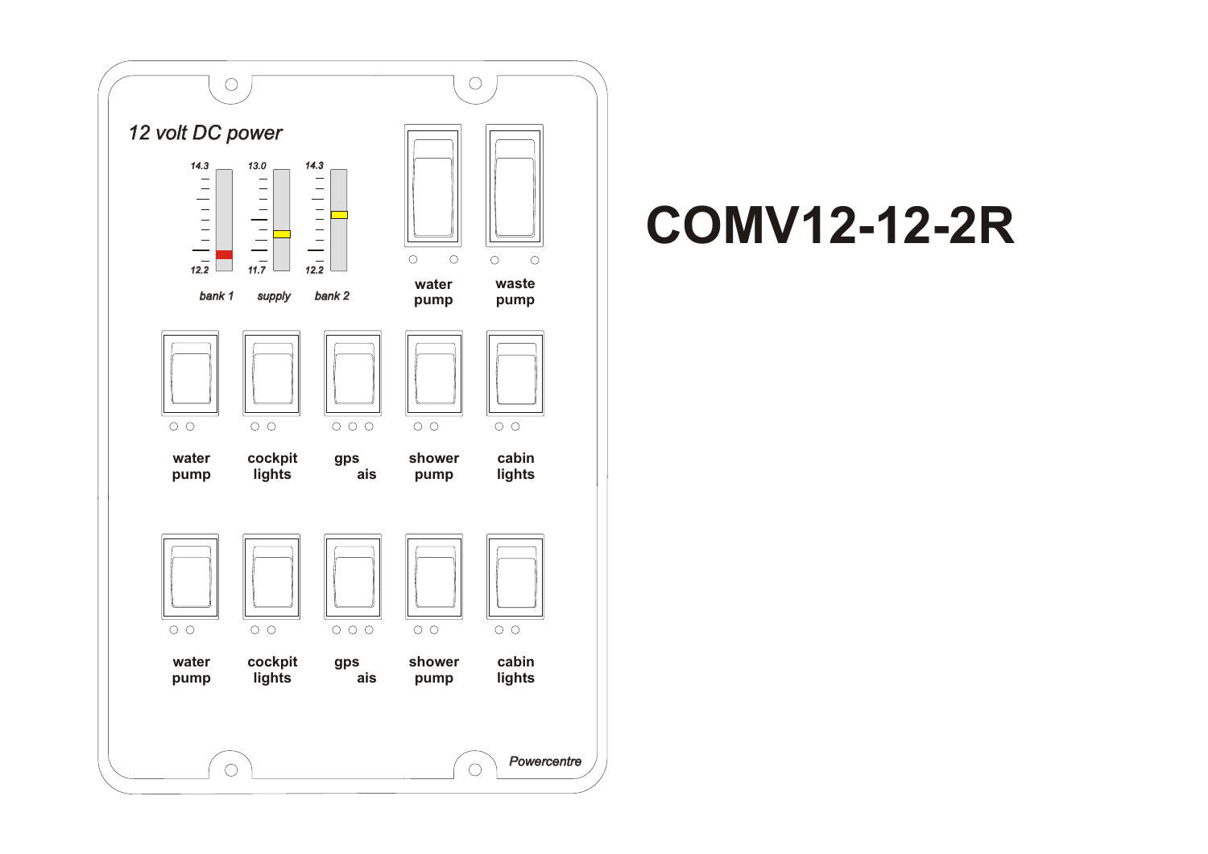# COMV12-12-2R

*12 volt DC power*

| bank 1 | supply | bank 2 |
|---|---|---|
| 14.3 | 13.0 | 14.3 |
| 12.2 | 11.7 | 12.2 |

water pump

waste pump

| water pump | cockpit lights | gps ais | shower pump | cabin lights |
|---|---|---|---|---|
| water pump | cockpit lights | gps ais | shower pump | cabin lights |

*Powercentre*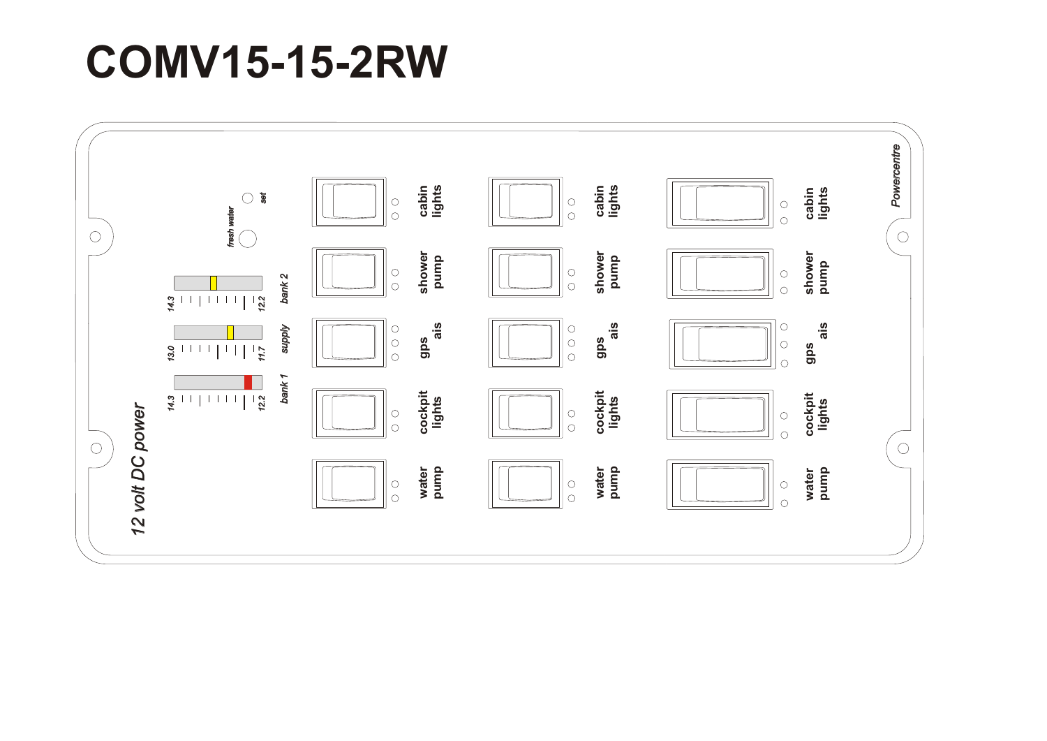# COMV15-15-2RW

12 volt DC power

fresh water

set

bank 2

14.3 12.2

supply

13.0 11.7

bank 1

14.3 12.2

| | | |
|---|---|---|
| cabin lights | cabin lights | cabin lights |
| shower pump | shower pump | shower pump |
| gps ais | gps ais | gps ais |
| cockpit lights | cockpit lights | cockpit lights |
| water pump | water pump | water pump |

Powercentre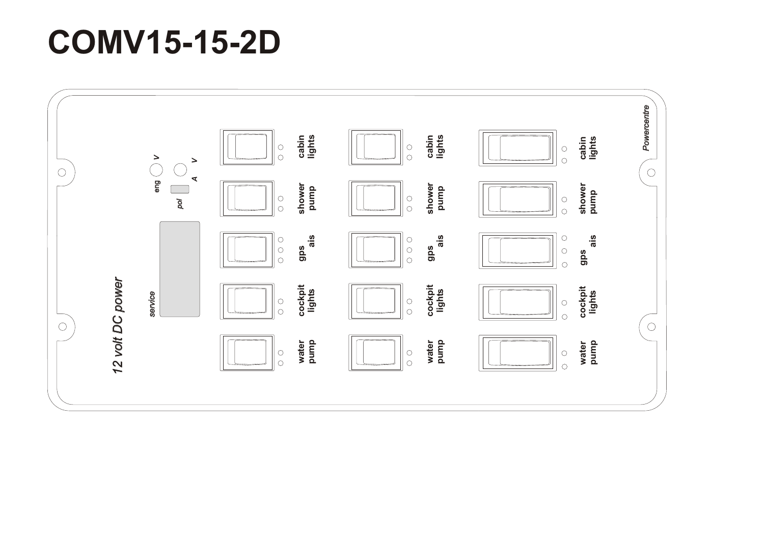# COMV15-15-2D

Powercentre

eng V

V

A

pol

service

12 volt DC power

cabin lights

shower pump

gps ais

cockpit lights

water pump

cabin lights

shower pump

gps ais

cockpit lights

water pump

cabin lights

shower pump

gps ais

cockpit lights

water pump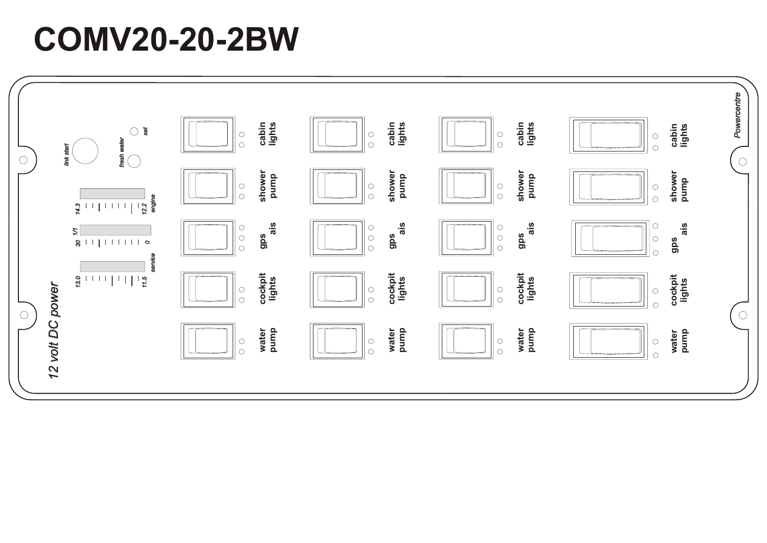# COMV20-20-2BW

Powercentre

12 volt DC power

link start

fresh water

set

14.3 — 12.2 engine

30 1/1 — 0

13.0 — 11.5 service

| | | | |
|---|---|---|---|
| cabin lights | cabin lights | cabin lights | cabin lights |
| shower pump | shower pump | shower pump | shower pump |
| gps ais | gps ais | gps ais | gps ais |
| cockpit lights | cockpit lights | cockpit lights | cockpit lights |
| water pump | water pump | water pump | water pump |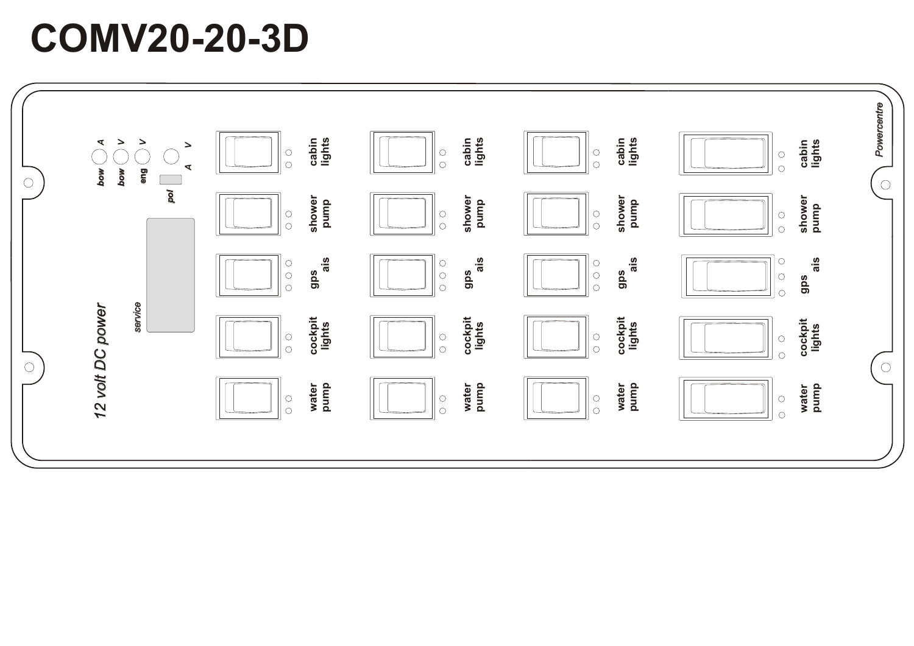# COMV20-20-3D

Powercentre

bow A  bow V  eng V  A V

pol

service

12 volt DC power

| | | | |
|---|---|---|---|
| cabin lights | cabin lights | cabin lights | cabin lights |
| shower pump | shower pump | shower pump | shower pump |
| gps ais | gps ais | gps ais | gps ais |
| cockpit lights | cockpit lights | cockpit lights | cockpit lights |
| water pump | water pump | water pump | water pump |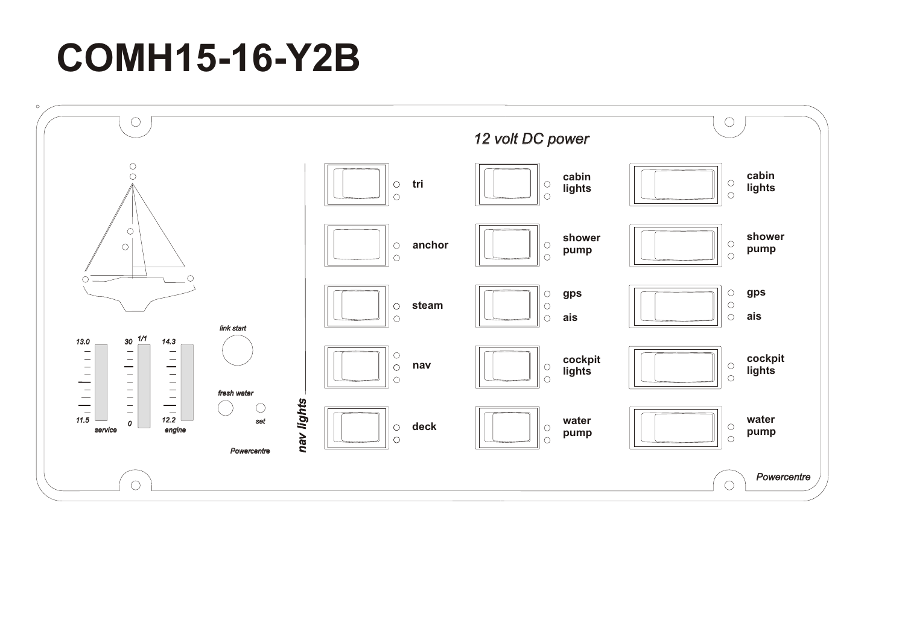# COMH15-16-Y2B

12 volt DC power

13.0 | 30 | 1/1 | 14.3

11.5 | 0 | 12.2

service | engine

link start

fresh water

set

Powercentre

nav lights

tri

anchor

steam

nav

deck

cabin lights

shower pump

gps

ais

cockpit lights

water pump

cabin lights

shower pump

gps

ais

cockpit lights

water pump

Powercentre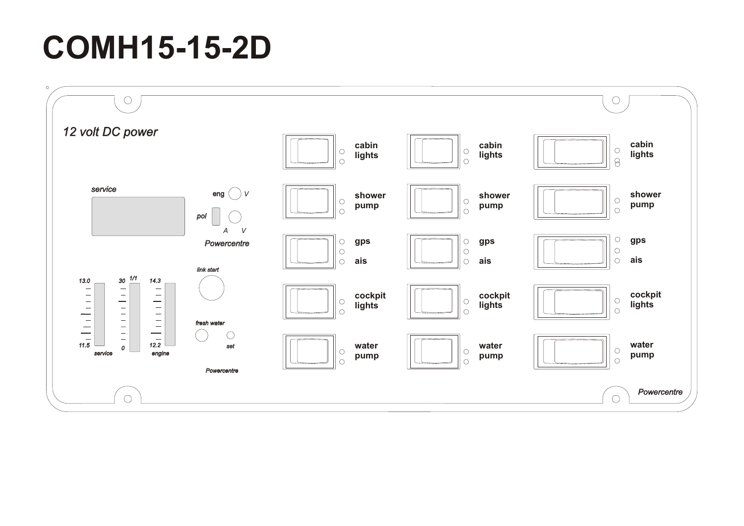# COMH15-15-2D

12 volt DC power

service

eng V

pol

A V

Powercentre

link start

13.0 30 1/1 14.3

fresh water

set

11.5 0 12.2

service engine

Powercentre

cabin lights

shower pump

gps

ais

cockpit lights

water pump

cabin lights

shower pump

gps

ais

cockpit lights

water pump

cabin lights

shower pump

gps

ais

cockpit lights

water pump

Powercentre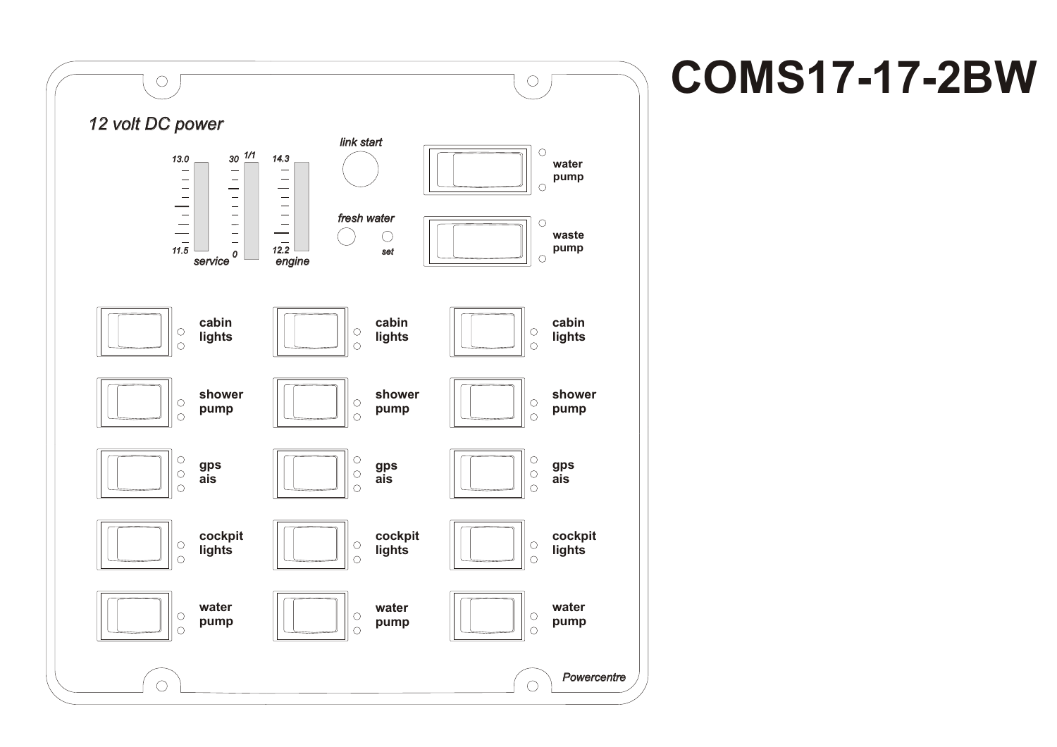# COMS17-17-2BW

*12 volt DC power*

13.0 30 1/1 14.3

11.5 0 12.2

service engine

*link start*

*fresh water*

*set*

water pump

waste pump

cabin lights | cabin lights | cabin lights

shower pump | shower pump | shower pump

gps ais | gps ais | gps ais

cockpit lights | cockpit lights | cockpit lights

water pump | water pump | water pump

*Powercentre*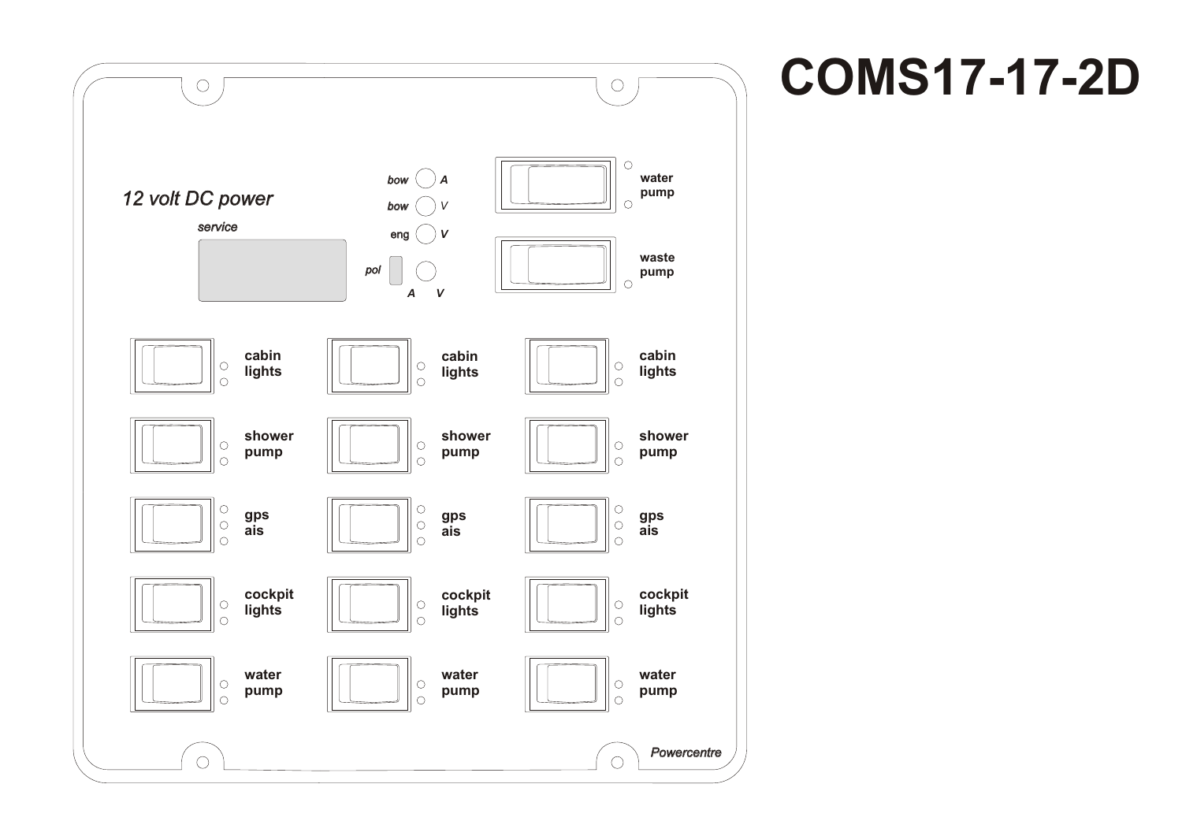# COMS17-17-2D

12 volt DC power

service

bow A

bow V

eng V

pol

A V

water pump

waste pump

cabin lights

cabin lights

cabin lights

shower pump

shower pump

shower pump

gps ais

gps ais

gps ais

cockpit lights

cockpit lights

cockpit lights

water pump

water pump

water pump

Powercentre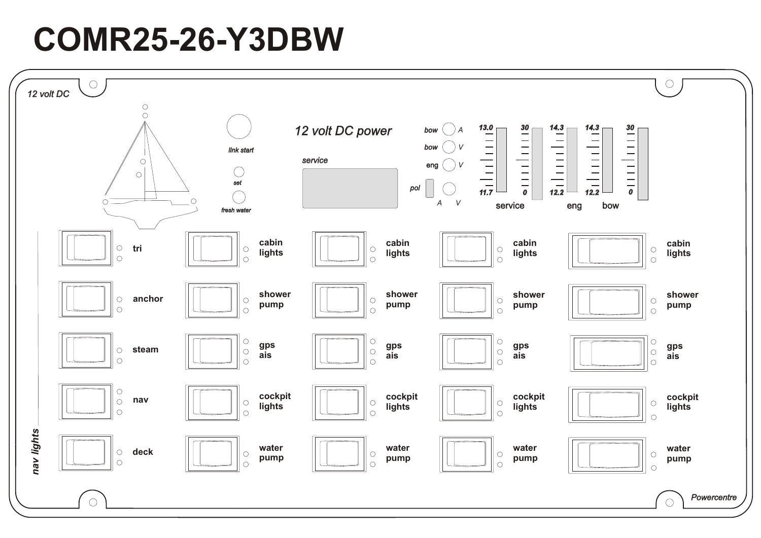# COMR25-26-Y3DBW

*12 volt DC*

link start

set

fresh water

*12 volt DC power*

service

bow A

bow V

eng V

pol

A V

| service | | eng | bow | |
|---|---|---|---|---|
| 13.0 – 11.7 | 30 – 0 | 14.3 – 12.2 | 14.3 – 12.2 | 30 – 0 |

*nav lights*

| | | | | |
|---|---|---|---|---|
| tri | cabin lights | cabin lights | cabin lights | cabin lights |
| anchor | shower pump | shower pump | shower pump | shower pump |
| steam | gps ais | gps ais | gps ais | gps ais |
| nav | cockpit lights | cockpit lights | cockpit lights | cockpit lights |
| deck | water pump | water pump | water pump | water pump |

*Powercentre*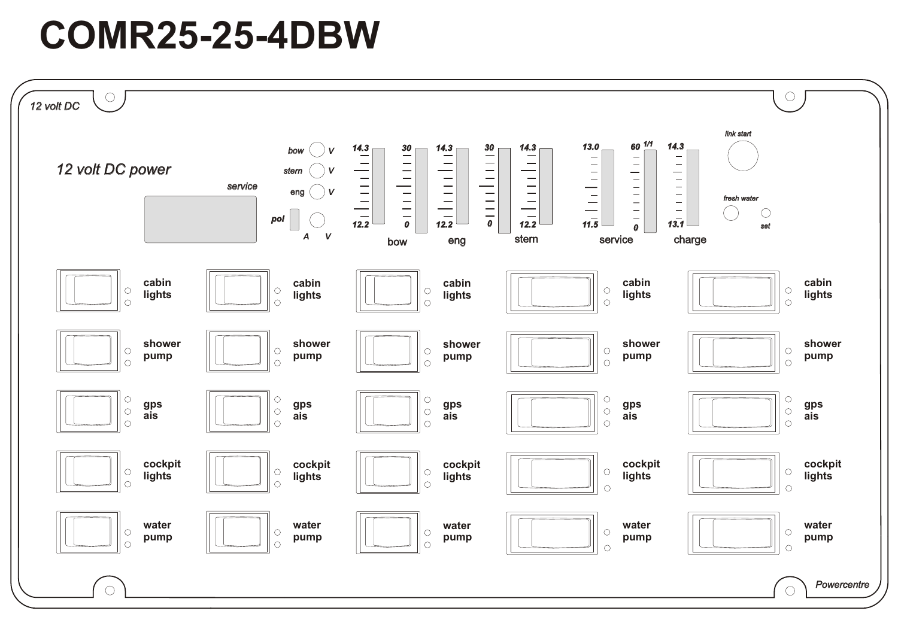# COMR25-25-4DBW

12 volt DC

12 volt DC power

service

bow V
stern V
eng V
pol A V

| 14.3 | 30 | 14.3 | 30 | 14.3 | 13.0 | 60 1/1 | 14.3 |
|---|---|---|---|---|---|---|---|
| 12.2 | 0 | 12.2 | 0 | 12.2 | 11.5 | 0 | 13.1 |

bow eng stern service charge

link start

fresh water set

| | | | | |
|---|---|---|---|---|
| cabin lights | cabin lights | cabin lights | cabin lights | cabin lights |
| shower pump | shower pump | shower pump | shower pump | shower pump |
| gps ais | gps ais | gps ais | gps ais | gps ais |
| cockpit lights | cockpit lights | cockpit lights | cockpit lights | cockpit lights |
| water pump | water pump | water pump | water pump | water pump |

Powercentre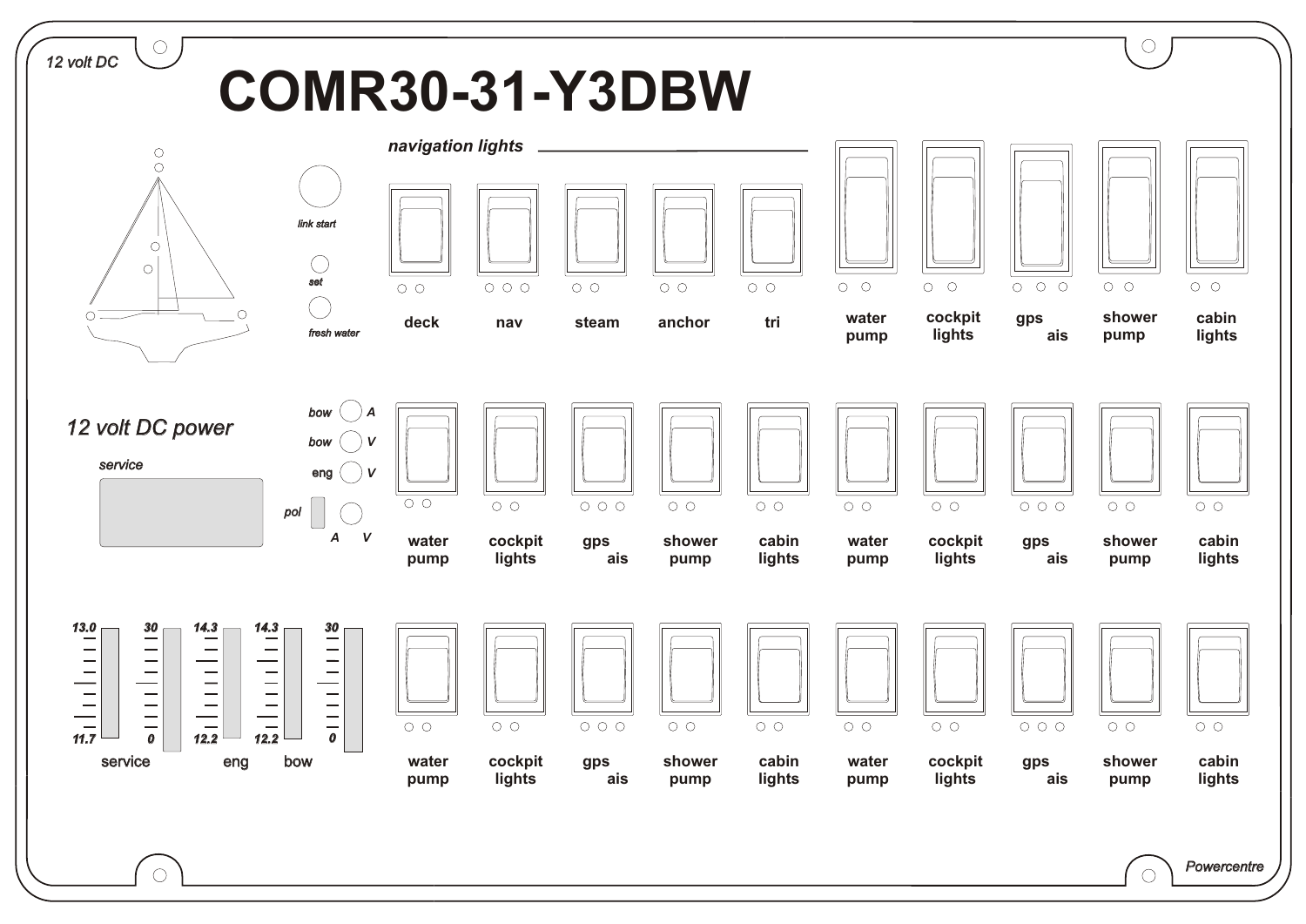12 volt DC

# COMR30-31-Y3DBW

*navigation lights*

link start

set

fresh water

deck · nav · steam · anchor · tri · water pump · cockpit lights · gps ais · shower pump · cabin lights

*12 volt DC power*

service

bow A

bow V

eng V

pol A V

water pump · cockpit lights · gps ais · shower pump · cabin lights · water pump · cockpit lights · gps ais · shower pump · cabin lights

13.0 · 11.7 · 30 · 0 · service

14.3 · 12.2 · eng

14.3 · 12.2 · 30 · 0 · bow

water pump · cockpit lights · gps ais · shower pump · cabin lights · water pump · cockpit lights · gps ais · shower pump · cabin lights

Powercentre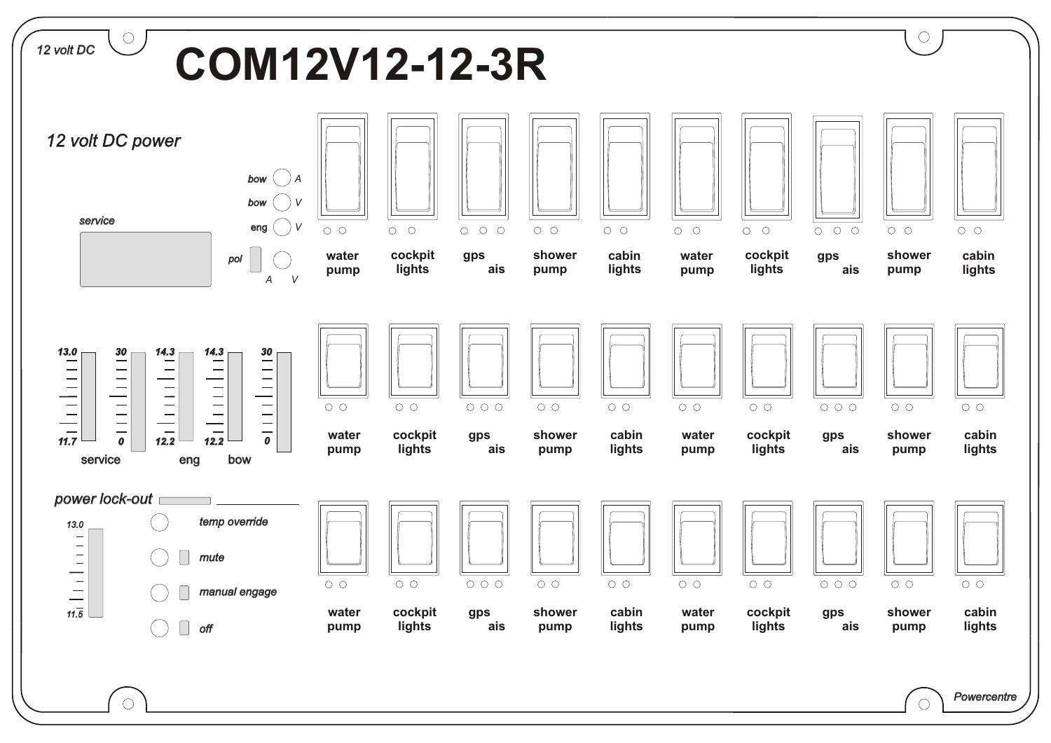12 volt DC

# COM12V12-12-3R

12 volt DC power

service

bow A

bow V

eng V

pol

A V

water pump

cockpit lights

gps ais

shower pump

cabin lights

water pump

cockpit lights

gps ais

shower pump

cabin lights

13.0

11.7

30

0

14.3

12.2

14.3

12.2

30

0

service

eng

bow

water pump

cockpit lights

gps ais

shower pump

cabin lights

water pump

cockpit lights

gps ais

shower pump

cabin lights

power lock-out

13.0

11.5

temp override

mute

manual engage

off

water pump

cockpit lights

gps ais

shower pump

cabin lights

water pump

cockpit lights

gps ais

shower pump

cabin lights

Powercentre